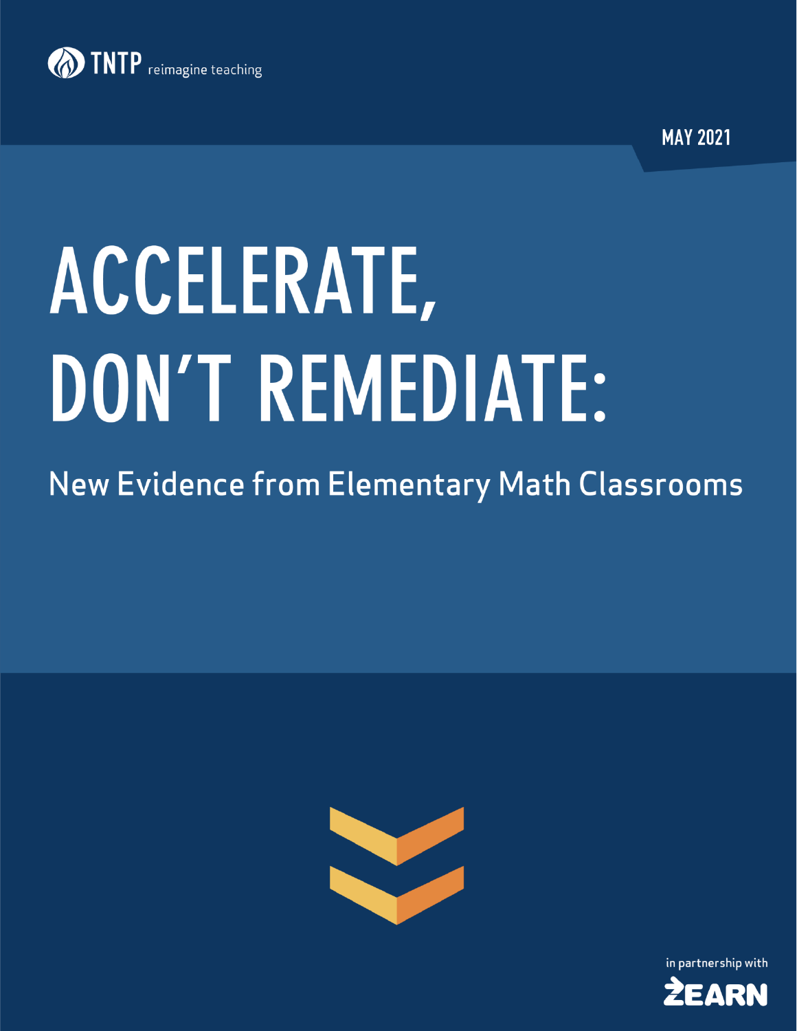TNTP reimagine teaching

MAY 2021

# ACCELERATE, DON'T REMEDIATE:

## New Evidence from Elementary Math Classrooms

in partnership with ZEARN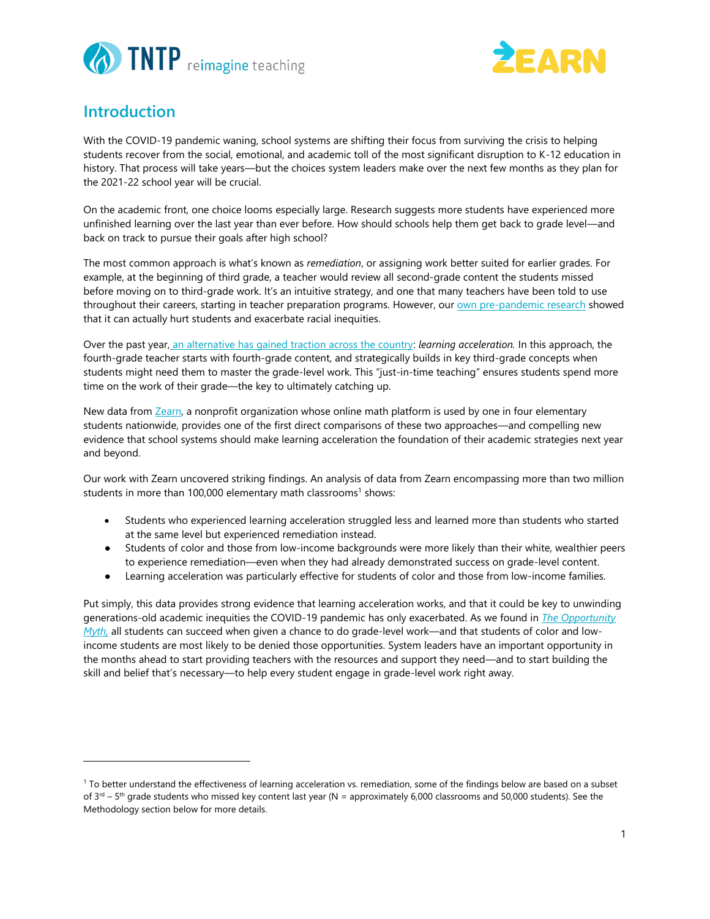## Introduction

With the COVID-19 pandemic waning, school systems are shifting their focus from surviving the crisis to helping students recover from the social, emotional, and academic toll of the most significant disruption to K-12 education in history. That process will take years—but the choices system leaders make over the next few months as they plan for the 2021-22 school year will be crucial.

On the academic front, one choice looms especially large. Research suggests more students have experienced more unfinished learning over the last year than ever before. How should schools help them get back to grade level—and back on track to pursue their goals after high school?

The most common approach is what's known as *remediation*, or assigning work better suited for earlier grades. For example, at the beginning of third grade, a teacher would review all second-grade content the students missed before moving on to third-grade work. It's an intuitive strategy, and one that many teachers have been told to use throughout their careers, starting in teacher preparation programs. However, our own pre-pandemic research showed that it can actually hurt students and exacerbate racial inequities.

Over the past year, an alternative has gained traction across the country: *learning acceleration.* In this approach, the fourth-grade teacher starts with fourth-grade content, and strategically builds in key third-grade concepts when students might need them to master the grade-level work. This "just-in-time teaching" ensures students spend more time on the work of their grade—the key to ultimately catching up.

New data from Zearn, a nonprofit organization whose online math platform is used by one in four elementary students nationwide, provides one of the first direct comparisons of these two approaches—and compelling new evidence that school systems should make learning acceleration the foundation of their academic strategies next year and beyond.

Our work with Zearn uncovered striking findings. An analysis of data from Zearn encompassing more than two million students in more than 100,000 elementary math classrooms[1] shows:

- Students who experienced learning acceleration struggled less and learned more than students who started at the same level but experienced remediation instead.
- Students of color and those from low-income backgrounds were more likely than their white, wealthier peers to experience remediation—even when they had already demonstrated success on grade-level content.
- Learning acceleration was particularly effective for students of color and those from low-income families.

Put simply, this data provides strong evidence that learning acceleration works, and that it could be key to unwinding generations-old academic inequities the COVID-19 pandemic has only exacerbated. As we found in *The Opportunity Myth,* all students can succeed when given a chance to do grade-level work—and that students of color and low-income students are most likely to be denied those opportunities. System leaders have an important opportunity in the months ahead to start providing teachers with the resources and support they need—and to start building the skill and belief that's necessary—to help every student engage in grade-level work right away.

---

[1] To better understand the effectiveness of learning acceleration vs. remediation, some of the findings below are based on a subset of 3rd – 5th grade students who missed key content last year (N = approximately 6,000 classrooms and 50,000 students). See the Methodology section below for more details.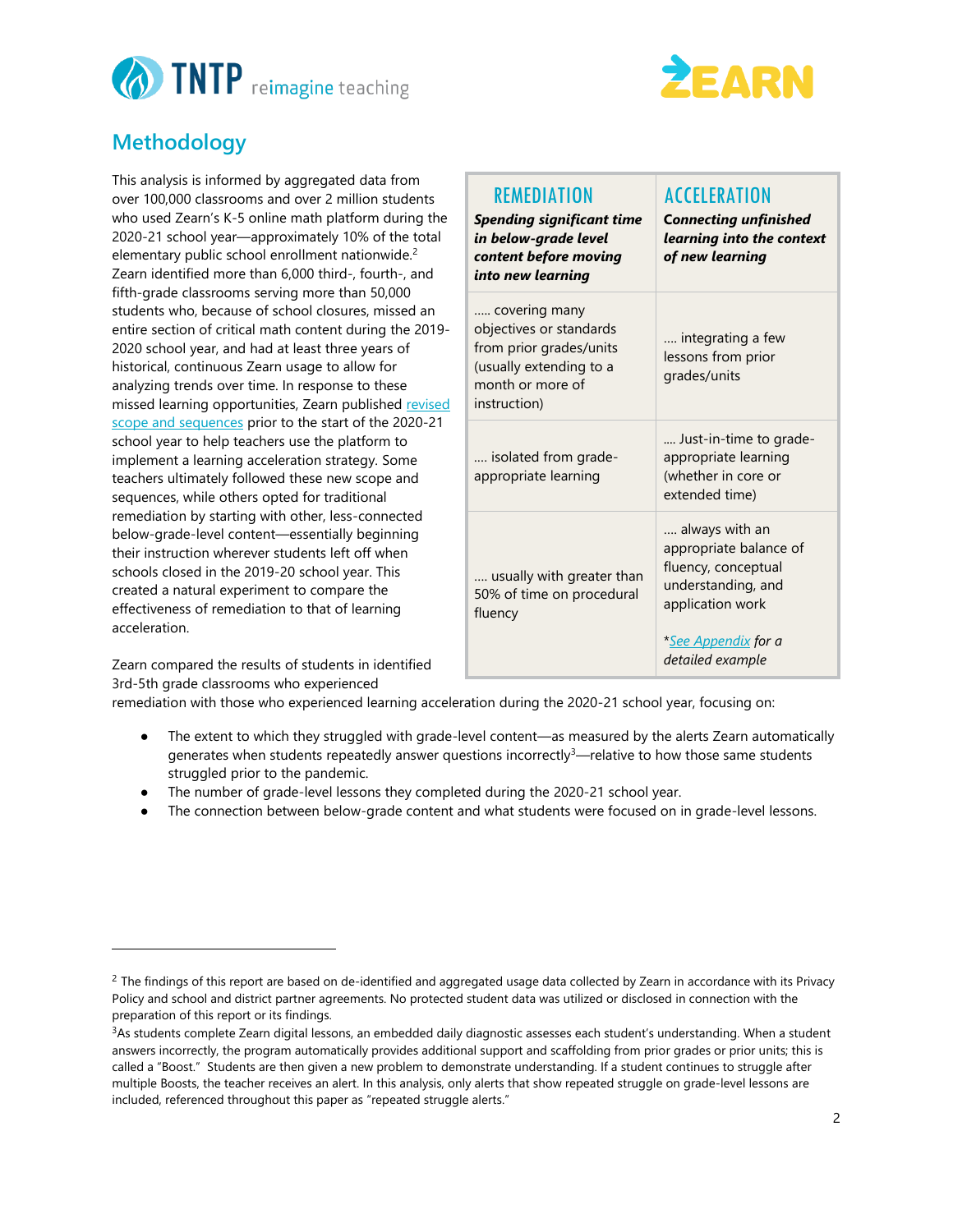## Methodology

This analysis is informed by aggregated data from over 100,000 classrooms and over 2 million students who used Zearn's K-5 online math platform during the 2020-21 school year—approximately 10% of the total elementary public school enrollment nationwide.[2] Zearn identified more than 6,000 third-, fourth-, and fifth-grade classrooms serving more than 50,000 students who, because of school closures, missed an entire section of critical math content during the 2019-2020 school year, and had at least three years of historical, continuous Zearn usage to allow for analyzing trends over time. In response to these missed learning opportunities, Zearn published revised scope and sequences prior to the start of the 2020-21 school year to help teachers use the platform to implement a learning acceleration strategy. Some teachers ultimately followed these new scope and sequences, while others opted for traditional remediation by starting with other, less-connected below-grade-level content—essentially beginning their instruction wherever students left off when schools closed in the 2019-20 school year. This created a natural experiment to compare the effectiveness of remediation to that of learning acceleration.

| REMEDIATION<br>***Spending significant time in below-grade level content before moving into new learning*** | ACCELERATION<br>***Connecting unfinished learning into the context of new learning*** |
|---|---|
| ..... covering many objectives or standards from prior grades/units (usually extending to a month or more of instruction) | .... integrating a few lessons from prior grades/units |
| .... isolated from grade-appropriate learning | .... Just-in-time to grade-appropriate learning (whether in core or extended time) |
| .... usually with greater than 50% of time on procedural fluency | .... always with an appropriate balance of fluency, conceptual understanding, and application work<br><br>**See Appendix* *for a detailed example* |

Zearn compared the results of students in identified 3rd-5th grade classrooms who experienced remediation with those who experienced learning acceleration during the 2020-21 school year, focusing on:

- The extent to which they struggled with grade-level content—as measured by the alerts Zearn automatically generates when students repeatedly answer questions incorrectly[3]—relative to how those same students struggled prior to the pandemic.
- The number of grade-level lessons they completed during the 2020-21 school year.
- The connection between below-grade content and what students were focused on in grade-level lessons.

---

[2] The findings of this report are based on de-identified and aggregated usage data collected by Zearn in accordance with its Privacy Policy and school and district partner agreements. No protected student data was utilized or disclosed in connection with the preparation of this report or its findings.

[3] As students complete Zearn digital lessons, an embedded daily diagnostic assesses each student's understanding. When a student answers incorrectly, the program automatically provides additional support and scaffolding from prior grades or prior units; this is called a "Boost." Students are then given a new problem to demonstrate understanding. If a student continues to struggle after multiple Boosts, the teacher receives an alert. In this analysis, only alerts that show repeated struggle on grade-level lessons are included, referenced throughout this paper as "repeated struggle alerts."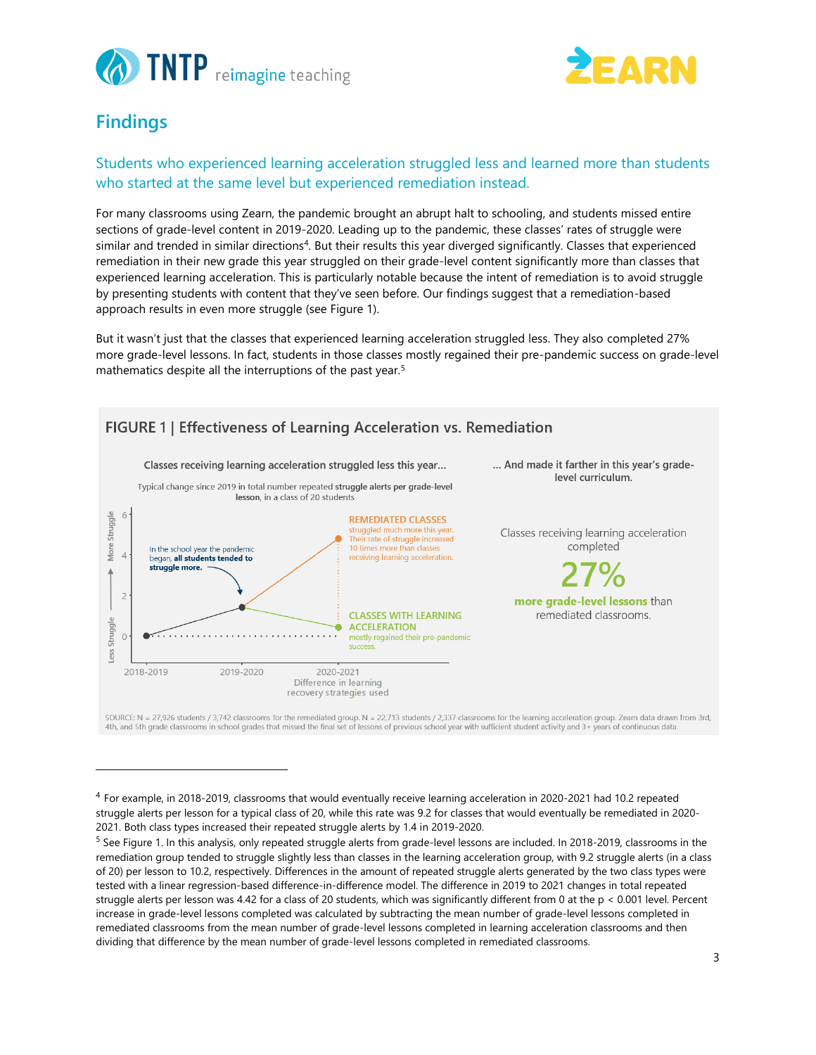## Findings

### Students who experienced learning acceleration struggled less and learned more than students who started at the same level but experienced remediation instead.

For many classrooms using Zearn, the pandemic brought an abrupt halt to schooling, and students missed entire sections of grade-level content in 2019-2020. Leading up to the pandemic, these classes' rates of struggle were similar and trended in similar directions[4]. But their results this year diverged significantly. Classes that experienced remediation in their new grade this year struggled on their grade-level content significantly more than classes that experienced learning acceleration. This is particularly notable because the intent of remediation is to avoid struggle by presenting students with content that they've seen before. Our findings suggest that a remediation-based approach results in even more struggle (see Figure 1).

But it wasn't just that the classes that experienced learning acceleration struggled less. They also completed 27% more grade-level lessons. In fact, students in those classes mostly regained their pre-pandemic success on grade-level mathematics despite all the interruptions of the past year.[5]

**FIGURE 1 | Effectiveness of Learning Acceleration vs. Remediation**

Classes receiving learning acceleration struggled less this year...

Typical change since 2019 in total number repeated **struggle alerts per grade-level lesson**, in a class of 20 students

In the school year the pandemic began, **all students tended to struggle more.**

REMEDIATED CLASSES struggled much more this year. Their rate of struggle increased 10 times more than classes receiving learning acceleration.

CLASSES WITH LEARNING ACCELERATION mostly regained their pre-pandemic success.

2018-2019 | 2019-2020 | 2020-2021 — Difference in learning recovery strategies used

... And made it farther in this year's grade-level curriculum.

Classes receiving learning acceleration completed **27%** **more grade-level lessons** than remediated classrooms.

SOURCE: N = 27,926 students / 3,742 classrooms for the remediated group. N = 22,713 students / 2,337 classrooms for the learning acceleration group. Zearn data drawn from 3rd, 4th, and 5th grade classrooms in school grades that missed the final set of lessons of previous school year with sufficient student activity and 3+ years of continuous data.

---

[4] For example, in 2018-2019, classrooms that would eventually receive learning acceleration in 2020-2021 had 10.2 repeated struggle alerts per lesson for a typical class of 20, while this rate was 9.2 for classes that would eventually be remediated in 2020-2021. Both class types increased their repeated struggle alerts by 1.4 in 2019-2020.

[5] See Figure 1. In this analysis, only repeated struggle alerts from grade-level lessons are included. In 2018-2019, classrooms in the remediation group tended to struggle slightly less than classes in the learning acceleration group, with 9.2 struggle alerts (in a class of 20) per lesson to 10.2, respectively. Differences in the amount of repeated struggle alerts generated by the two class types were tested with a linear regression-based difference-in-difference model. The difference in 2019 to 2021 changes in total repeated struggle alerts per lesson was 4.42 for a class of 20 students, which was significantly different from 0 at the $p < 0.001$ level. Percent increase in grade-level lessons completed was calculated by subtracting the mean number of grade-level lessons completed in remediated classrooms from the mean number of grade-level lessons completed in learning acceleration classrooms and then dividing that difference by the mean number of grade-level lessons completed in remediated classrooms.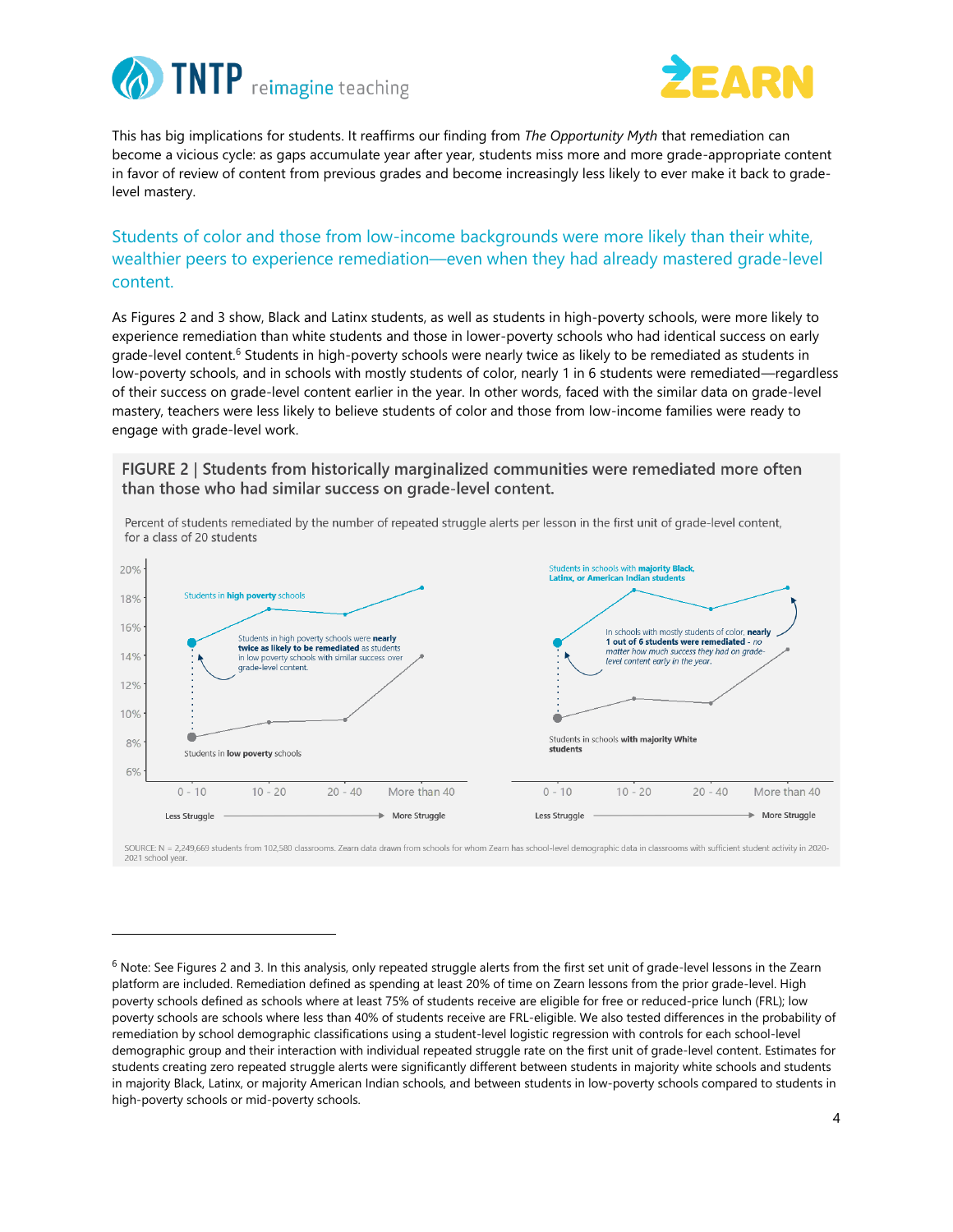This has big implications for students. It reaffirms our finding from *The Opportunity Myth* that remediation can become a vicious cycle: as gaps accumulate year after year, students miss more and more grade-appropriate content in favor of review of content from previous grades and become increasingly less likely to ever make it back to grade-level mastery.

## Students of color and those from low-income backgrounds were more likely than their white, wealthier peers to experience remediation—even when they had already mastered grade-level content.

As Figures 2 and 3 show, Black and Latinx students, as well as students in high-poverty schools, were more likely to experience remediation than white students and those in lower-poverty schools who had identical success on early grade-level content.[6] Students in high-poverty schools were nearly twice as likely to be remediated as students in low-poverty schools, and in schools with mostly students of color, nearly 1 in 6 students were remediated—regardless of their success on grade-level content earlier in the year. In other words, faced with the similar data on grade-level mastery, teachers were less likely to believe students of color and those from low-income families were ready to engage with grade-level work.

**FIGURE 2 | Students from historically marginalized communities were remediated more often than those who had similar success on grade-level content.**

Percent of students remediated by the number of repeated struggle alerts per lesson in the first unit of grade-level content, for a class of 20 students

Students in **high poverty** schools

Students in high poverty schools were **nearly twice as likely to be remediated** as students in low poverty schools with similar success over grade-level content.

Students in **low poverty** schools

Students in schools with **majority Black, Latinx, or American Indian students**

In schools with mostly students of color, **nearly 1 out of 6 students were remediated** - *no matter how much success they had on grade-level content early in the year.*

Students in schools **with majority White students**

0 - 10 | 10 - 20 | 20 - 40 | More than 40

Less Struggle → More Struggle

SOURCE: N = 2,249,669 students from 102,580 classrooms. Zearn data drawn from schools for whom Zearn has school-level demographic data in classrooms with sufficient student activity in 2020-2021 school year.

---

[6] Note: See Figures 2 and 3. In this analysis, only repeated struggle alerts from the first set unit of grade-level lessons in the Zearn platform are included. Remediation defined as spending at least 20% of time on Zearn lessons from the prior grade-level. High poverty schools defined as schools where at least 75% of students receive are eligible for free or reduced-price lunch (FRL); low poverty schools are schools where less than 40% of students receive are FRL-eligible. We also tested differences in the probability of remediation by school demographic classifications using a student-level logistic regression with controls for each school-level demographic group and their interaction with individual repeated struggle rate on the first unit of grade-level content. Estimates for students creating zero repeated struggle alerts were significantly different between students in majority white schools and students in majority Black, Latinx, or majority American Indian schools, and between students in low-poverty schools compared to students in high-poverty schools or mid-poverty schools.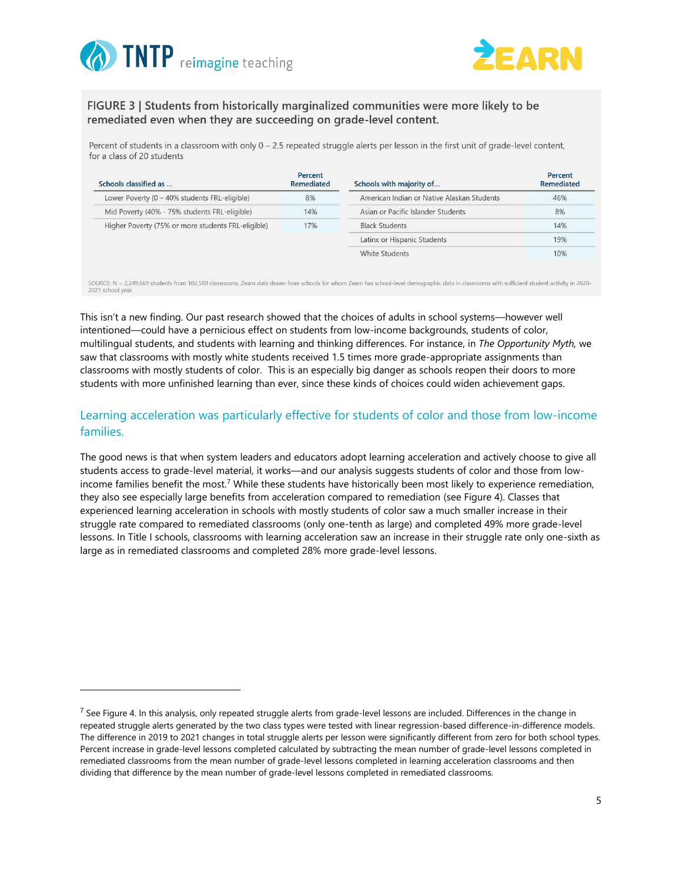FIGURE 3 | Students from historically marginalized communities were more likely to be remediated even when they are succeeding on grade-level content.

Percent of students in a classroom with only 0 – 2.5 repeated struggle alerts per lesson in the first unit of grade-level content, for a class of 20 students

| Schools classified as ... | Percent Remediated |
|---|---|
| Lower Poverty (0 – 40% students FRL-eligible) | 8% |
| Mid Poverty (40% - 75% students FRL-eligible) | 14% |
| Higher Poverty (75% or more students FRL-eligible) | 17% |

| Schools with majority of... | Percent Remediated |
|---|---|
| American Indian or Native Alaskan Students | 46% |
| Asian or Pacific Islander Students | 8% |
| Black Students | 14% |
| Latinx or Hispanic Students | 19% |
| White Students | 10% |

SOURCE: N = 2,249,669 students from 102,580 classrooms. Zearn data drawn from schools for whom Zearn has school-level demographic data in classrooms with sufficient student activity in 2020-2021 school year.

This isn't a new finding. Our past research showed that the choices of adults in school systems—however well intentioned—could have a pernicious effect on students from low-income backgrounds, students of color, multilingual students, and students with learning and thinking differences. For instance, in *The Opportunity Myth,* we saw that classrooms with mostly white students received 1.5 times more grade-appropriate assignments than classrooms with mostly students of color. This is an especially big danger as schools reopen their doors to more students with more unfinished learning than ever, since these kinds of choices could widen achievement gaps.

## Learning acceleration was particularly effective for students of color and those from low-income families.

The good news is that when system leaders and educators adopt learning acceleration and actively choose to give all students access to grade-level material, it works—and our analysis suggests students of color and those from low-income families benefit the most.[7] While these students have historically been most likely to experience remediation, they also see especially large benefits from acceleration compared to remediation (see Figure 4). Classes that experienced learning acceleration in schools with mostly students of color saw a much smaller increase in their struggle rate compared to remediated classrooms (only one-tenth as large) and completed 49% more grade-level lessons. In Title I schools, classrooms with learning acceleration saw an increase in their struggle rate only one-sixth as large as in remediated classrooms and completed 28% more grade-level lessons.

[7] See Figure 4. In this analysis, only repeated struggle alerts from grade-level lessons are included. Differences in the change in repeated struggle alerts generated by the two class types were tested with linear regression-based difference-in-difference models. The difference in 2019 to 2021 changes in total struggle alerts per lesson were significantly different from zero for both school types. Percent increase in grade-level lessons completed calculated by subtracting the mean number of grade-level lessons completed in remediated classrooms from the mean number of grade-level lessons completed in learning acceleration classrooms and then dividing that difference by the mean number of grade-level lessons completed in remediated classrooms.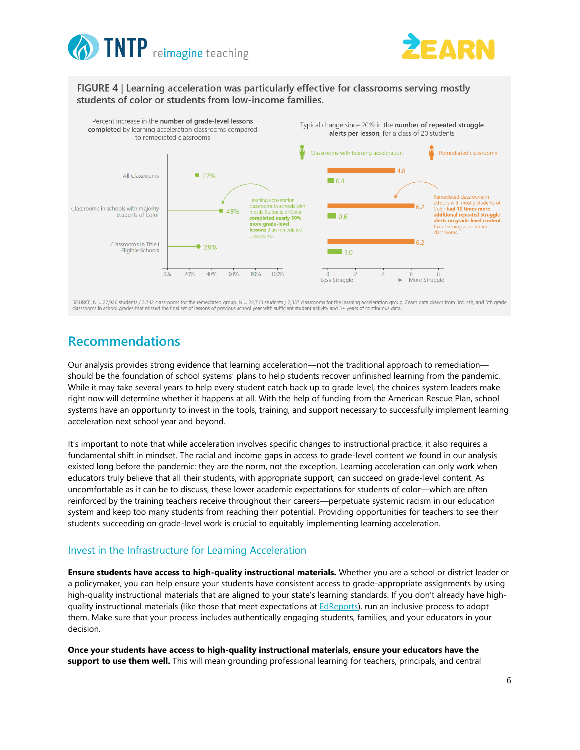FIGURE 4 | Learning acceleration was particularly effective for classrooms serving mostly students of color or students from low-income families.

Percent increase in the **number of grade-level lessons completed** by learning acceleration classrooms compared to remediated classrooms

| | Percent increase |
|---|---|
| All Classrooms | 27% |
| Classrooms in schools with majority Students of Color | 49% |
| Classrooms in Title I Eligible Schools | 28% |

Learning acceleration classrooms in schools with mostly Students of Color **completed nearly 50% more grade-level lessons** than remediated classrooms.

Typical change since 2019 in the **number of repeated struggle alerts per lesson**, for a class of 20 students

| | Classrooms with learning acceleration | Remediated classrooms |
|---|---|---|
| All Classrooms | 0.4 | 4.8 |
| Classrooms in schools with majority Students of Color | 0.6 | 6.2 |
| Classrooms in Title I Eligible Schools | 1.0 | 6.2 |

Remediated classrooms in schools with mostly Students of Color **had 10 times more additional repeated struggle alerts on grade-level content** than learning acceleration classrooms.

SOURCE: N = 27,926 students / 3,742 classrooms for the remediated group. N = 22,713 students / 2,337 classrooms for the learning acceleration group. Zearn data drawn from 3rd, 4th, and 5th grade classrooms in school grades that missed the final set of lessons of previous school year with sufficient student activity and 3+ years of continuous data.

## Recommendations

Our analysis provides strong evidence that learning acceleration—not the traditional approach to remediation—should be the foundation of school systems' plans to help students recover unfinished learning from the pandemic. While it may take several years to help every student catch back up to grade level, the choices system leaders make right now will determine whether it happens at all. With the help of funding from the American Rescue Plan, school systems have an opportunity to invest in the tools, training, and support necessary to successfully implement learning acceleration next school year and beyond.

It's important to note that while acceleration involves specific changes to instructional practice, it also requires a fundamental shift in mindset. The racial and income gaps in access to grade-level content we found in our analysis existed long before the pandemic: they are the norm, not the exception. Learning acceleration can only work when educators truly believe that all their students, with appropriate support, can succeed on grade-level content. As uncomfortable as it can be to discuss, these lower academic expectations for students of color—which are often reinforced by the training teachers receive throughout their careers—perpetuate systemic racism in our education system and keep too many students from reaching their potential. Providing opportunities for teachers to see their students succeeding on grade-level work is crucial to equitably implementing learning acceleration.

### Invest in the Infrastructure for Learning Acceleration

**Ensure students have access to high-quality instructional materials.** Whether you are a school or district leader or a policymaker, you can help ensure your students have consistent access to grade-appropriate assignments by using high-quality instructional materials that are aligned to your state's learning standards. If you don't already have high-quality instructional materials (like those that meet expectations at EdReports), run an inclusive process to adopt them. Make sure that your process includes authentically engaging students, families, and your educators in your decision.

**Once your students have access to high-quality instructional materials, ensure your educators have the support to use them well.** This will mean grounding professional learning for teachers, principals, and central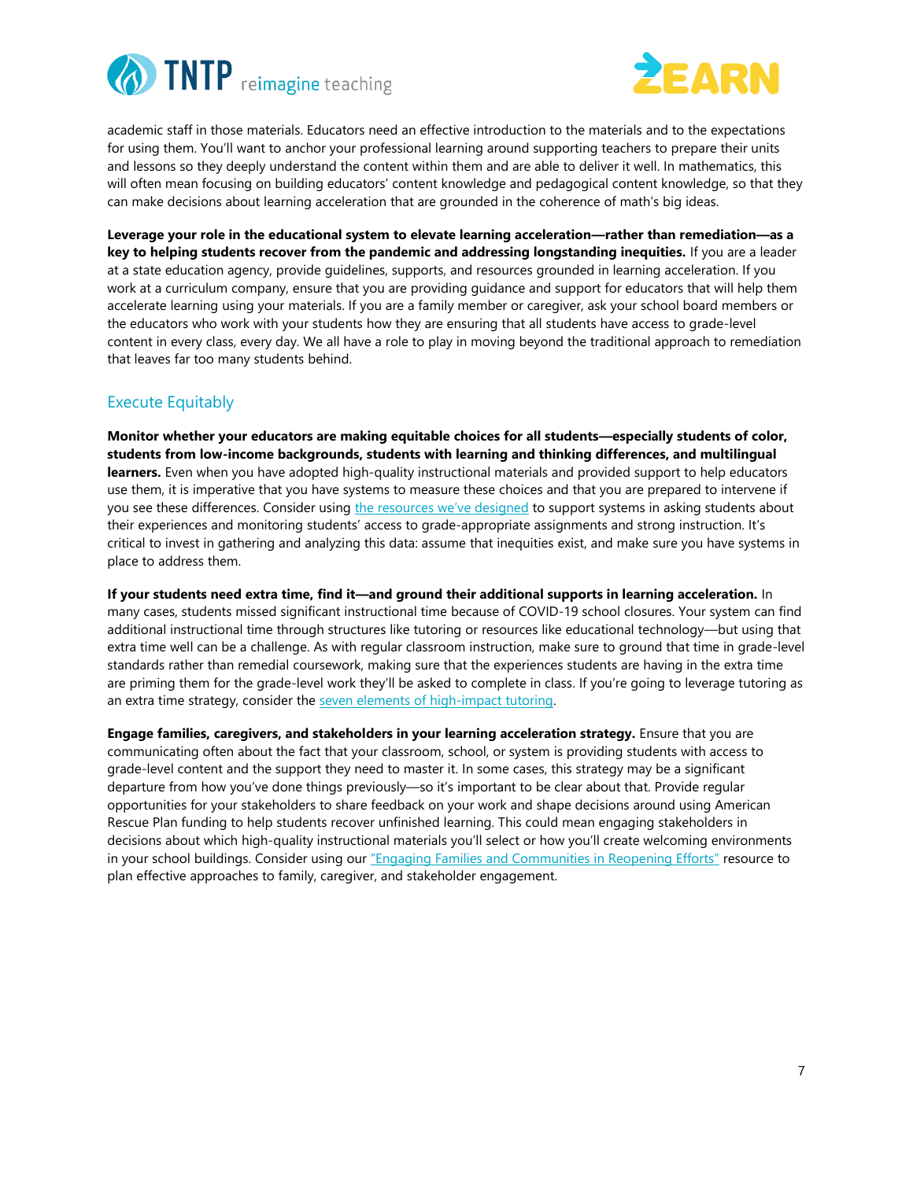academic staff in those materials. Educators need an effective introduction to the materials and to the expectations for using them. You'll want to anchor your professional learning around supporting teachers to prepare their units and lessons so they deeply understand the content within them and are able to deliver it well. In mathematics, this will often mean focusing on building educators' content knowledge and pedagogical content knowledge, so that they can make decisions about learning acceleration that are grounded in the coherence of math's big ideas.

**Leverage your role in the educational system to elevate learning acceleration—rather than remediation—as a key to helping students recover from the pandemic and addressing longstanding inequities.** If you are a leader at a state education agency, provide guidelines, supports, and resources grounded in learning acceleration. If you work at a curriculum company, ensure that you are providing guidance and support for educators that will help them accelerate learning using your materials. If you are a family member or caregiver, ask your school board members or the educators who work with your students how they are ensuring that all students have access to grade-level content in every class, every day. We all have a role to play in moving beyond the traditional approach to remediation that leaves far too many students behind.

## Execute Equitably

**Monitor whether your educators are making equitable choices for all students—especially students of color, students from low-income backgrounds, students with learning and thinking differences, and multilingual learners.** Even when you have adopted high-quality instructional materials and provided support to help educators use them, it is imperative that you have systems to measure these choices and that you are prepared to intervene if you see these differences. Consider using [the resources we've designed](#) to support systems in asking students about their experiences and monitoring students' access to grade-appropriate assignments and strong instruction. It's critical to invest in gathering and analyzing this data: assume that inequities exist, and make sure you have systems in place to address them.

**If your students need extra time, find it—and ground their additional supports in learning acceleration.** In many cases, students missed significant instructional time because of COVID-19 school closures. Your system can find additional instructional time through structures like tutoring or resources like educational technology—but using that extra time well can be a challenge. As with regular classroom instruction, make sure to ground that time in grade-level standards rather than remedial coursework, making sure that the experiences students are having in the extra time are priming them for the grade-level work they'll be asked to complete in class. If you're going to leverage tutoring as an extra time strategy, consider the [seven elements of high-impact tutoring](#).

**Engage families, caregivers, and stakeholders in your learning acceleration strategy.** Ensure that you are communicating often about the fact that your classroom, school, or system is providing students with access to grade-level content and the support they need to master it. In some cases, this strategy may be a significant departure from how you've done things previously—so it's important to be clear about that. Provide regular opportunities for your stakeholders to share feedback on your work and shape decisions around using American Rescue Plan funding to help students recover unfinished learning. This could mean engaging stakeholders in decisions about which high-quality instructional materials you'll select or how you'll create welcoming environments in your school buildings. Consider using our ["Engaging Families and Communities in Reopening Efforts"](#) resource to plan effective approaches to family, caregiver, and stakeholder engagement.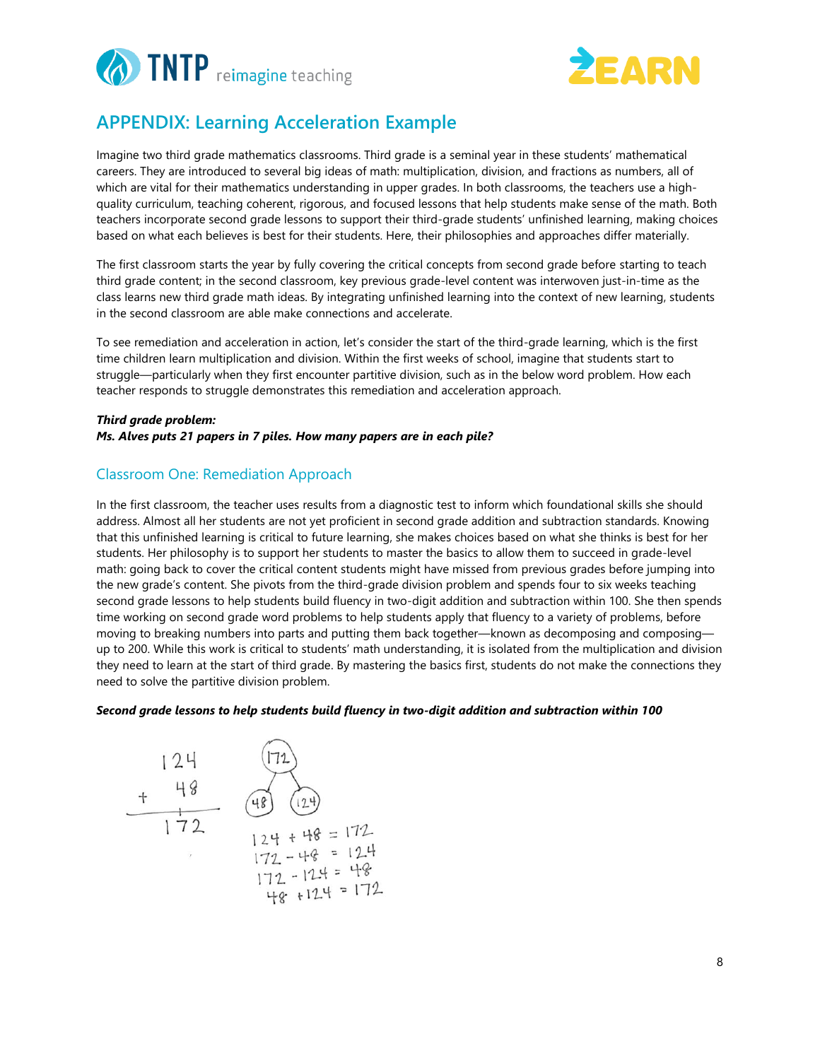# APPENDIX: Learning Acceleration Example

Imagine two third grade mathematics classrooms. Third grade is a seminal year in these students' mathematical careers. They are introduced to several big ideas of math: multiplication, division, and fractions as numbers, all of which are vital for their mathematics understanding in upper grades. In both classrooms, the teachers use a high-quality curriculum, teaching coherent, rigorous, and focused lessons that help students make sense of the math. Both teachers incorporate second grade lessons to support their third-grade students' unfinished learning, making choices based on what each believes is best for their students. Here, their philosophies and approaches differ materially.

The first classroom starts the year by fully covering the critical concepts from second grade before starting to teach third grade content; in the second classroom, key previous grade-level content was interwoven just-in-time as the class learns new third grade math ideas. By integrating unfinished learning into the context of new learning, students in the second classroom are able make connections and accelerate.

To see remediation and acceleration in action, let's consider the start of the third-grade learning, which is the first time children learn multiplication and division. Within the first weeks of school, imagine that students start to struggle—particularly when they first encounter partitive division, such as in the below word problem. How each teacher responds to struggle demonstrates this remediation and acceleration approach.

***Third grade problem:***
***Ms. Alves puts 21 papers in 7 piles. How many papers are in each pile?***

## Classroom One: Remediation Approach

In the first classroom, the teacher uses results from a diagnostic test to inform which foundational skills she should address. Almost all her students are not yet proficient in second grade addition and subtraction standards. Knowing that this unfinished learning is critical to future learning, she makes choices based on what she thinks is best for her students. Her philosophy is to support her students to master the basics to allow them to succeed in grade-level math: going back to cover the critical content students might have missed from previous grades before jumping into the new grade's content. She pivots from the third-grade division problem and spends four to six weeks teaching second grade lessons to help students build fluency in two-digit addition and subtraction within 100. She then spends time working on second grade word problems to help students apply that fluency to a variety of problems, before moving to breaking numbers into parts and putting them back together—known as decomposing and composing—up to 200. While this work is critical to students' math understanding, it is isolated from the multiplication and division they need to learn at the start of third grade. By mastering the basics first, students do not make the connections they need to solve the partitive division problem.

***Second grade lessons to help students build fluency in two-digit addition and subtraction within 100***

$$\begin{array}{r} 124 \\ +\ 48 \\ \hline 172 \end{array}$$

172 → 48, 124

$124 + 48 = 172$
$172 - 48 = 124$
$172 - 124 = 48$
$48 + 124 = 172$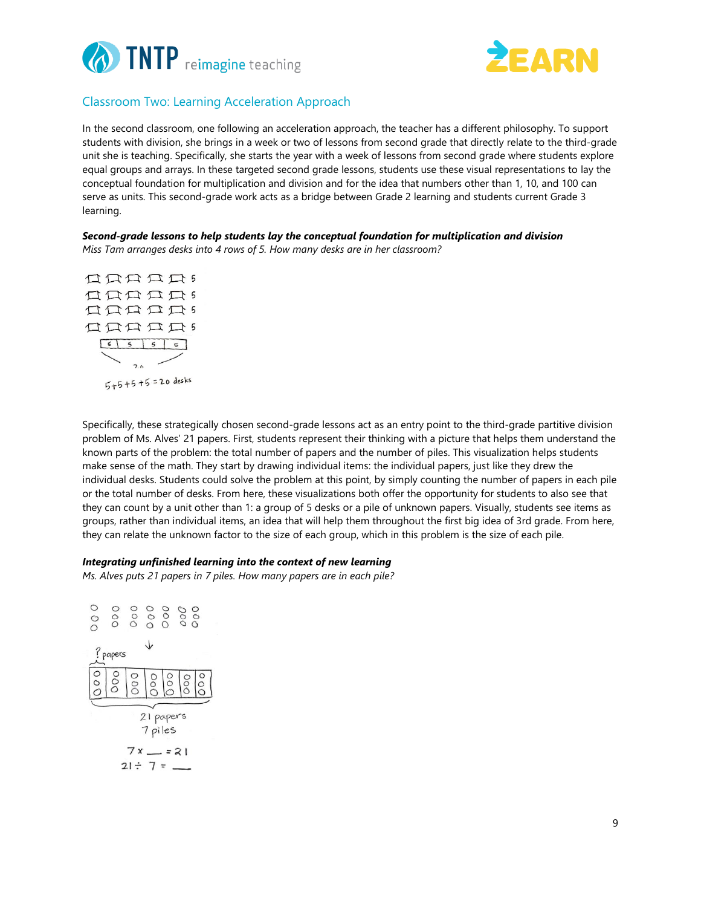## Classroom Two: Learning Acceleration Approach

In the second classroom, one following an acceleration approach, the teacher has a different philosophy. To support students with division, she brings in a week or two of lessons from second grade that directly relate to the third-grade unit she is teaching. Specifically, she starts the year with a week of lessons from second grade where students explore equal groups and arrays. In these targeted second grade lessons, students use these visual representations to lay the conceptual foundation for multiplication and division and for the idea that numbers other than 1, 10, and 100 can serve as units. This second-grade work acts as a bridge between Grade 2 learning and students current Grade 3 learning.

***Second-grade lessons to help students lay the conceptual foundation for multiplication and division***

*Miss Tam arranges desks into 4 rows of 5. How many desks are in her classroom?*

Specifically, these strategically chosen second-grade lessons act as an entry point to the third-grade partitive division problem of Ms. Alves' 21 papers. First, students represent their thinking with a picture that helps them understand the known parts of the problem: the total number of papers and the number of piles. This visualization helps students make sense of the math. They start by drawing individual items: the individual papers, just like they drew the individual desks. Students could solve the problem at this point, by simply counting the number of papers in each pile or the total number of desks. From here, these visualizations both offer the opportunity for students to also see that they can count by a unit other than 1: a group of 5 desks or a pile of unknown papers. Visually, students see items as groups, rather than individual items, an idea that will help them throughout the first big idea of 3rd grade. From here, they can relate the unknown factor to the size of each group, which in this problem is the size of each pile.

***Integrating unfinished learning into the context of new learning***

*Ms. Alves puts 21 papers in 7 piles. How many papers are in each pile?*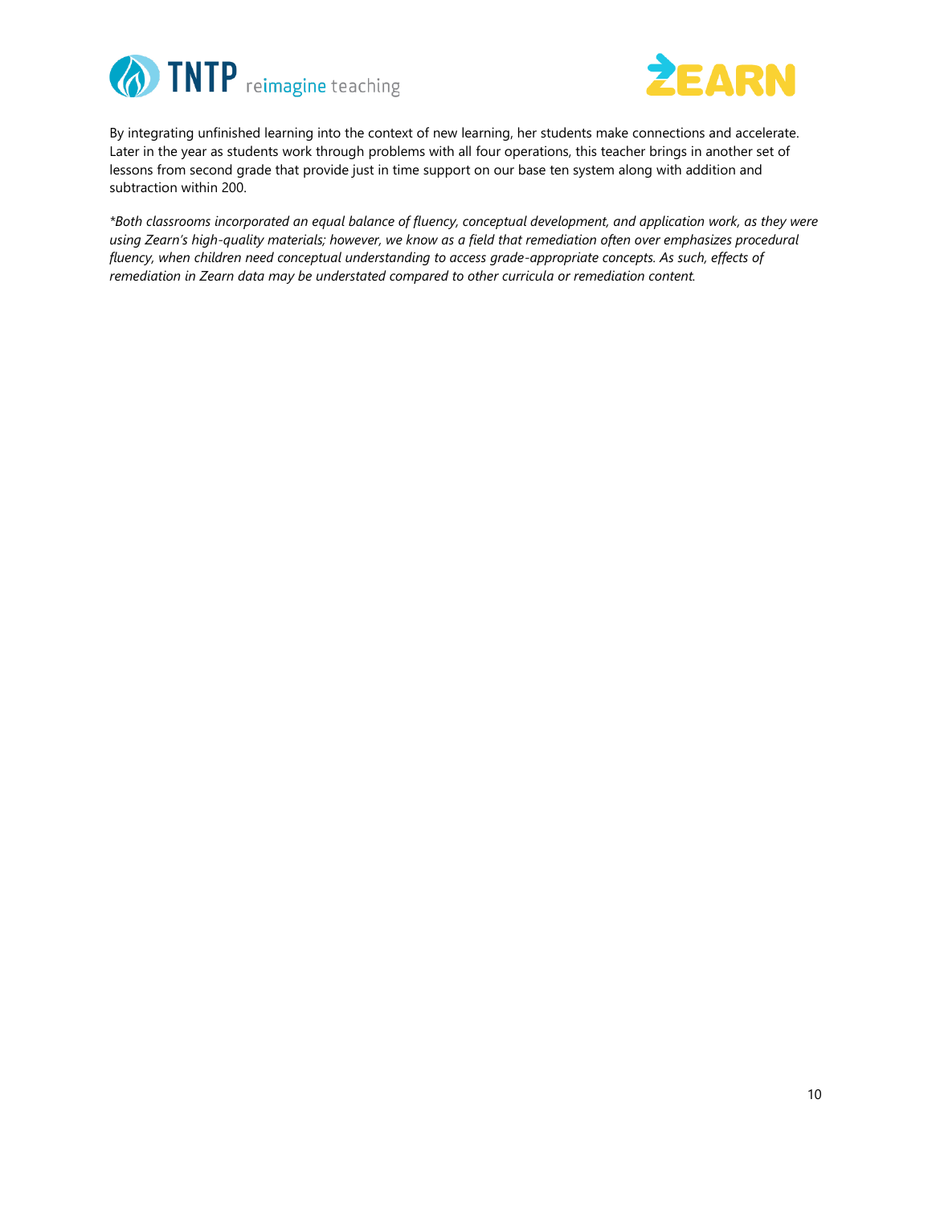By integrating unfinished learning into the context of new learning, her students make connections and accelerate. Later in the year as students work through problems with all four operations, this teacher brings in another set of lessons from second grade that provide just in time support on our base ten system along with addition and subtraction within 200.

*\*Both classrooms incorporated an equal balance of fluency, conceptual development, and application work, as they were using Zearn's high-quality materials; however, we know as a field that remediation often over emphasizes procedural fluency, when children need conceptual understanding to access grade-appropriate concepts. As such, effects of remediation in Zearn data may be understated compared to other curricula or remediation content.*